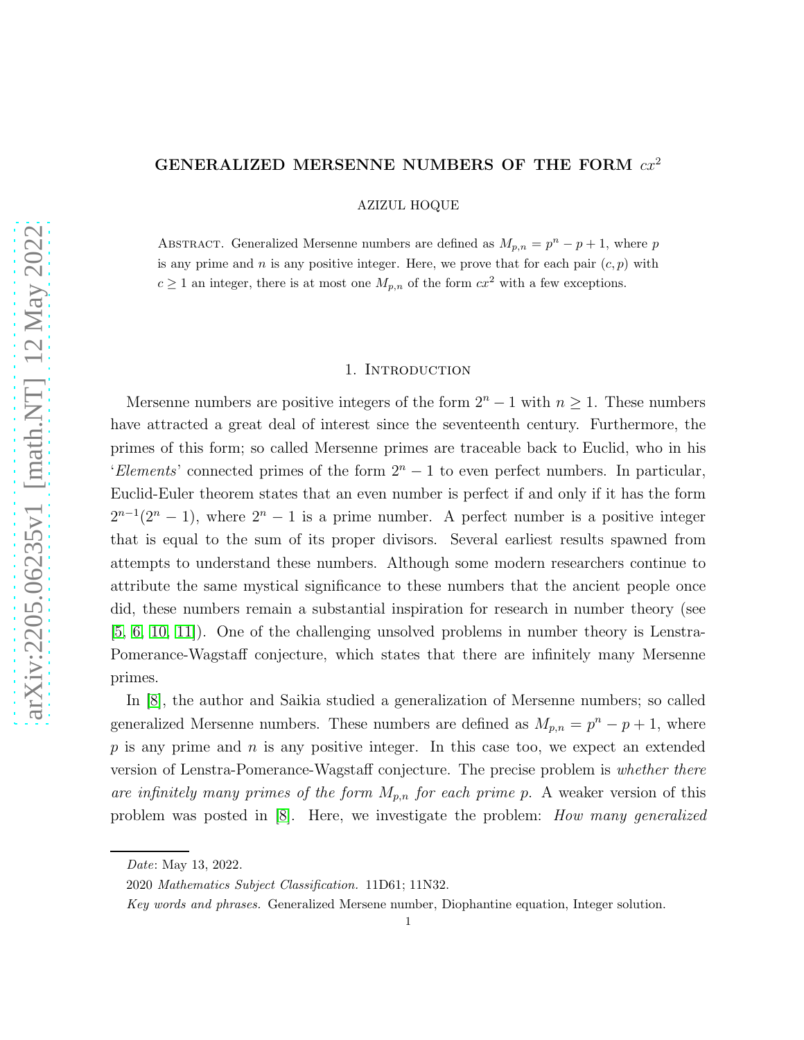# GENERALIZED MERSENNE NUMBERS OF THE FORM $cx^2$

AZIZUL HOQUE

Abstract. Generalized Mersenne numbers are defined as $M_{p,n} = p^n - p + 1$, where $p$ is any prime and $n$ is any positive integer. Here, we prove that for each pair $(c, p)$ with $c \geq 1$ an integer, there is at most one $M_{p,n}$ of the form $cx^2$ with a few exceptions.

## 1. Introduction

Mersenne numbers are positive integers of the form $2^n - 1$ with $n \geq 1$. These numbers have attracted a great deal of interest since the seventeenth century. Furthermore, the primes of this form; so called Mersenne primes are traceable back to Euclid, who in his '*Elements*' connected primes of the form $2^n - 1$ to even perfect numbers. In particular, Euclid-Euler theorem states that an even number is perfect if and only if it has the form $2^{n-1}(2^n - 1)$, where $2^n - 1$ is a prime number. A perfect number is a positive integer that is equal to the sum of its proper divisors. Several earliest results spawned from attempts to understand these numbers. Although some modern researchers continue to attribute the same mystical significance to these numbers that the ancient people once did, these numbers remain a substantial inspiration for research in number theory (see [5, 6, 10, 11]). One of the challenging unsolved problems in number theory is Lenstra-Pomerance-Wagstaff conjecture, which states that there are infinitely many Mersenne primes.

In [8], the author and Saikia studied a generalization of Mersenne numbers; so called generalized Mersenne numbers. These numbers are defined as $M_{p,n} = p^n - p + 1$, where $p$ is any prime and $n$ is any positive integer. In this case too, we expect an extended version of Lenstra-Pomerance-Wagstaff conjecture. The precise problem is *whether there are infinitely many primes of the form $M_{p,n}$ for each prime $p$*. A weaker version of this problem was posted in [8]. Here, we investigate the problem: *How many generalized*

---

*Date*: May 13, 2022.

2020 *Mathematics Subject Classification.* 11D61; 11N32.

*Key words and phrases.* Generalized Mersene number, Diophantine equation, Integer solution.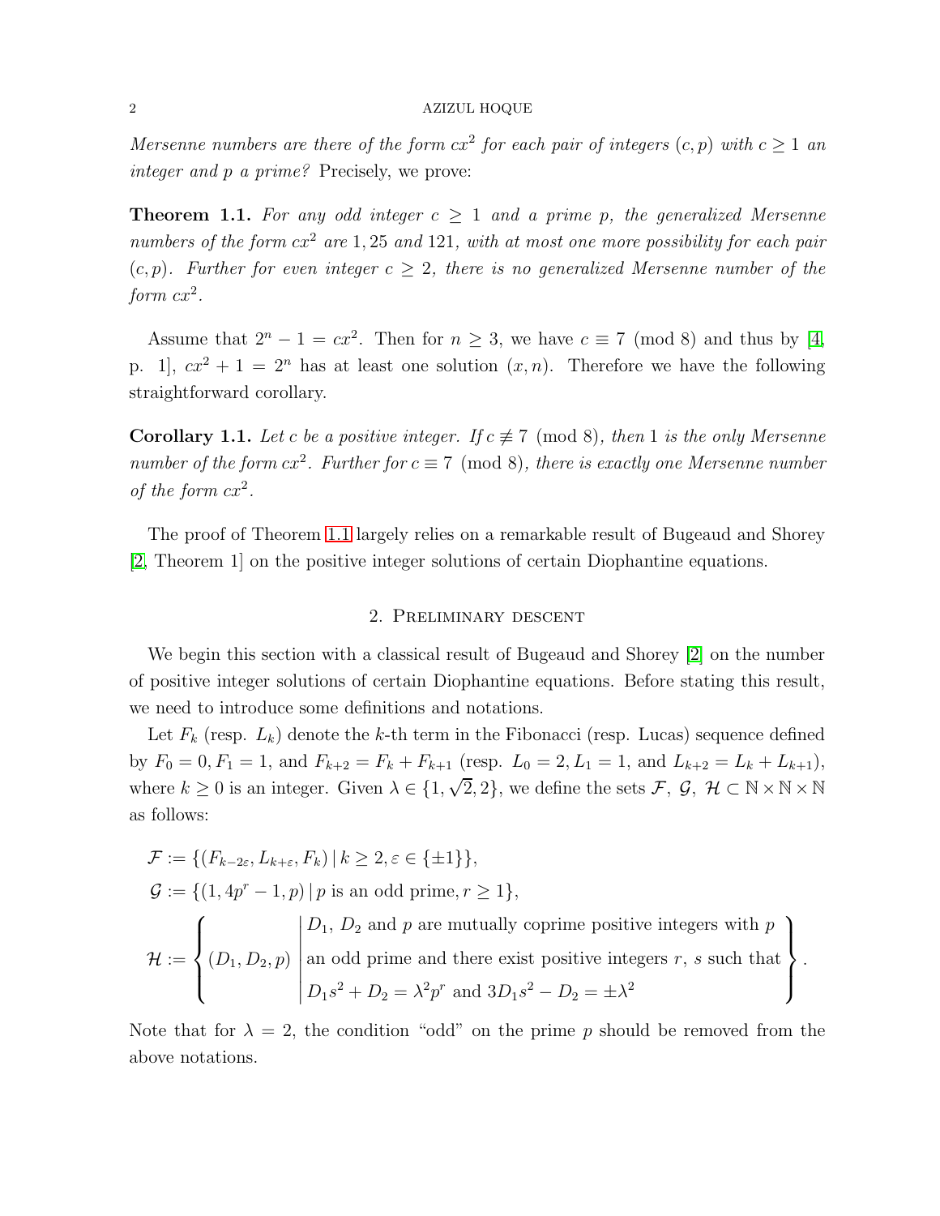*Mersenne numbers are there of the form $cx^2$ for each pair of integers $(c, p)$ with $c \geq 1$ an integer and $p$ a prime?* Precisely, we prove:

**Theorem 1.1.** *For any odd integer $c \geq 1$ and a prime $p$, the generalized Mersenne numbers of the form $cx^2$ are $1, 25$ and $121$, with at most one more possibility for each pair $(c, p)$. Further for even integer $c \geq 2$, there is no generalized Mersenne number of the form $cx^2$.*

Assume that $2^n - 1 = cx^2$. Then for $n \geq 3$, we have $c \equiv 7 \pmod 8$ and thus by [4, p. 1], $cx^2 + 1 = 2^n$ has at least one solution $(x, n)$. Therefore we have the following straightforward corollary.

**Corollary 1.1.** *Let $c$ be a positive integer. If $c \not\equiv 7 \pmod 8$, then $1$ is the only Mersenne number of the form $cx^2$. Further for $c \equiv 7 \pmod 8$, there is exactly one Mersenne number of the form $cx^2$.*

The proof of Theorem 1.1 largely relies on a remarkable result of Bugeaud and Shorey [2, Theorem 1] on the positive integer solutions of certain Diophantine equations.

## 2. Preliminary descent

We begin this section with a classical result of Bugeaud and Shorey [2] on the number of positive integer solutions of certain Diophantine equations. Before stating this result, we need to introduce some definitions and notations.

Let $F_k$ (resp. $L_k$) denote the $k$-th term in the Fibonacci (resp. Lucas) sequence defined by $F_0 = 0, F_1 = 1$, and $F_{k+2} = F_k + F_{k+1}$ (resp. $L_0 = 2, L_1 = 1$, and $L_{k+2} = L_k + L_{k+1}$), where $k \geq 0$ is an integer. Given $\lambda \in \{1, \sqrt{2}, 2\}$, we define the sets $\mathcal{F}, \mathcal{G}, \mathcal{H} \subset \mathbb{N} \times \mathbb{N} \times \mathbb{N}$ as follows:

$$
\begin{aligned}
\mathcal{F} &:= \{(F_{k-2\varepsilon}, L_{k+\varepsilon}, F_k) \mid k \geq 2, \varepsilon \in \{\pm 1\}\}, \\
\mathcal{G} &:= \{(1, 4p^r - 1, p) \mid p \text{ is an odd prime}, r \geq 1\}, \\
\mathcal{H} &:= \left\{ (D_1, D_2, p) \;\middle|\; \begin{array}{l} D_1,\ D_2 \text{ and } p \text{ are mutually coprime positive integers with } p \\ \text{an odd prime and there exist positive integers } r,\ s \text{ such that} \\ D_1 s^2 + D_2 = \lambda^2 p^r \text{ and } 3D_1 s^2 - D_2 = \pm \lambda^2 \end{array} \right\}.
\end{aligned}
$$

Note that for $\lambda = 2$, the condition "odd" on the prime $p$ should be removed from the above notations.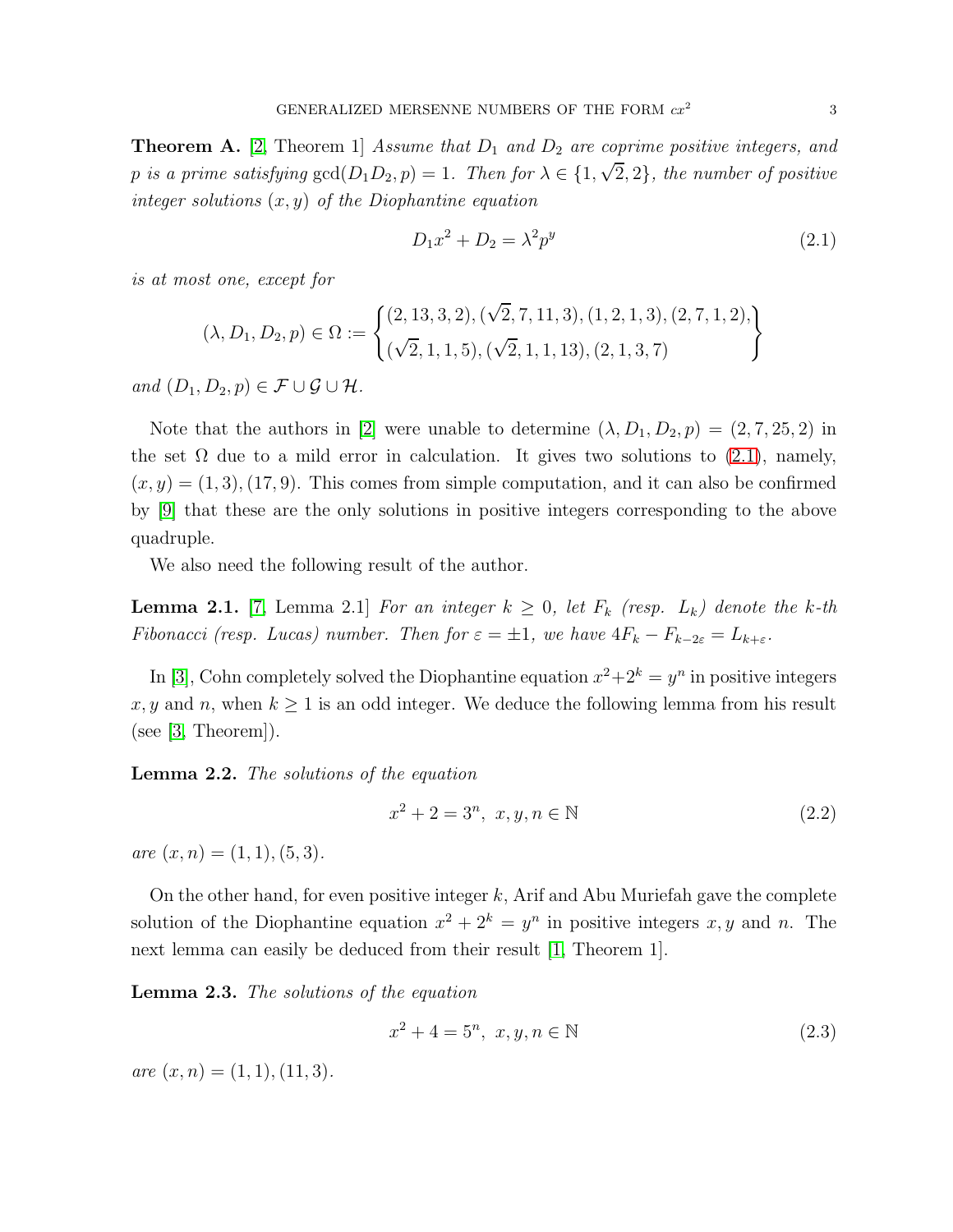**Theorem A.** [2, Theorem 1] *Assume that $D_1$ and $D_2$ are coprime positive integers, and $p$ is a prime satisfying $\gcd(D_1 D_2, p) = 1$. Then for $\lambda \in \{1, \sqrt{2}, 2\}$, the number of positive integer solutions $(x, y)$ of the Diophantine equation*

$$D_1 x^2 + D_2 = \lambda^2 p^y \tag{2.1}$$

*is at most one, except for*

$$(\lambda, D_1, D_2, p) \in \Omega := \begin{Bmatrix} (2, 13, 3, 2), (\sqrt{2}, 7, 11, 3), (1, 2, 1, 3), (2, 7, 1, 2), \\ (\sqrt{2}, 1, 1, 5), (\sqrt{2}, 1, 1, 13), (2, 1, 3, 7) \end{Bmatrix}$$

*and $(D_1, D_2, p) \in \mathcal{F} \cup \mathcal{G} \cup \mathcal{H}$.*

Note that the authors in [2] were unable to determine $(\lambda, D_1, D_2, p) = (2, 7, 25, 2)$ in the set $\Omega$ due to a mild error in calculation. It gives two solutions to (2.1), namely, $(x, y) = (1, 3), (17, 9)$. This comes from simple computation, and it can also be confirmed by [9] that these are the only solutions in positive integers corresponding to the above quadruple.

We also need the following result of the author.

**Lemma 2.1.** [7, Lemma 2.1] *For an integer $k \geq 0$, let $F_k$ (resp. $L_k$) denote the $k$-th Fibonacci (resp. Lucas) number. Then for $\varepsilon = \pm 1$, we have $4F_k - F_{k-2\varepsilon} = L_{k+\varepsilon}$.*

In [3], Cohn completely solved the Diophantine equation $x^2 + 2^k = y^n$ in positive integers $x, y$ and $n$, when $k \geq 1$ is an odd integer. We deduce the following lemma from his result (see [3, Theorem]).

**Lemma 2.2.** *The solutions of the equation*

$$x^2 + 2 = 3^n, \ x, y, n \in \mathbb{N} \tag{2.2}$$

*are $(x, n) = (1, 1), (5, 3)$.*

On the other hand, for even positive integer $k$, Arif and Abu Muriefah gave the complete solution of the Diophantine equation $x^2 + 2^k = y^n$ in positive integers $x, y$ and $n$. The next lemma can easily be deduced from their result [1, Theorem 1].

**Lemma 2.3.** *The solutions of the equation*

$$x^2 + 4 = 5^n, \ x, y, n \in \mathbb{N} \tag{2.3}$$

*are $(x, n) = (1, 1), (11, 3)$.*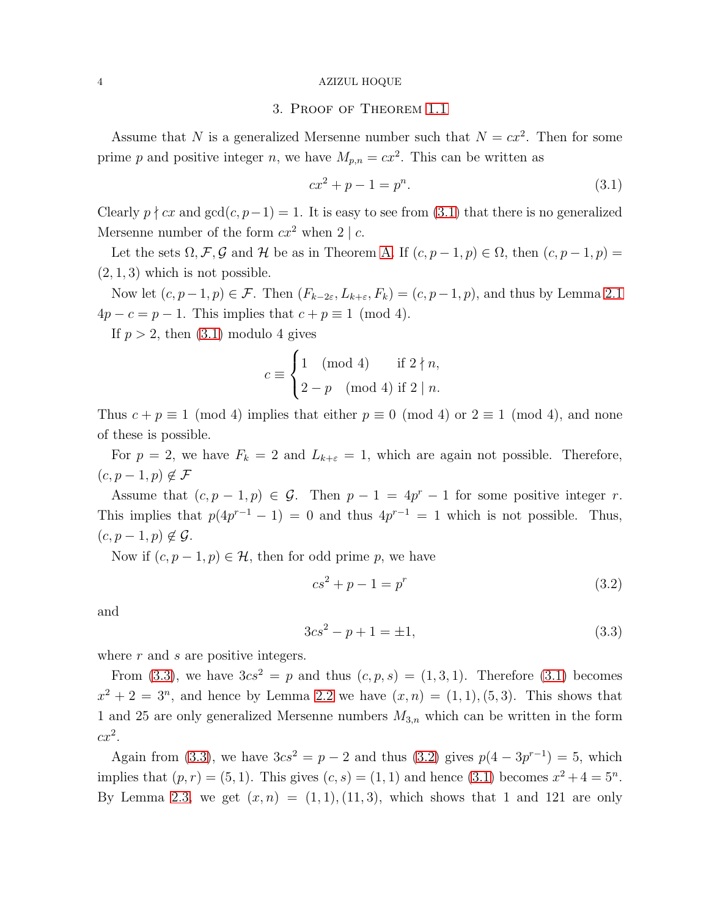## 3. Proof of Theorem 1.1

Assume that $N$ is a generalized Mersenne number such that $N = cx^2$. Then for some prime $p$ and positive integer $n$, we have $M_{p,n} = cx^2$. This can be written as

$$cx^2 + p - 1 = p^n. \tag{3.1}$$

Clearly $p \nmid cx$ and $\gcd(c, p-1) = 1$. It is easy to see from (3.1) that there is no generalized Mersenne number of the form $cx^2$ when $2 \mid c$.

Let the sets $\Omega, \mathcal{F}, \mathcal{G}$ and $\mathcal{H}$ be as in Theorem A. If $(c, p-1, p) \in \Omega$, then $(c, p-1, p) = (2, 1, 3)$ which is not possible.

Now let $(c, p-1, p) \in \mathcal{F}$. Then $(F_{k-2\varepsilon}, L_{k+\varepsilon}, F_k) = (c, p-1, p)$, and thus by Lemma 2.1 $4p - c = p - 1$. This implies that $c + p \equiv 1 \pmod 4$.

If $p > 2$, then (3.1) modulo 4 gives

$$c \equiv \begin{cases} 1 \pmod 4 & \text{if } 2 \nmid n, \\ 2 - p \pmod 4 & \text{if } 2 \mid n. \end{cases}$$

Thus $c + p \equiv 1 \pmod 4$ implies that either $p \equiv 0 \pmod 4$ or $2 \equiv 1 \pmod 4$, and none of these is possible.

For $p = 2$, we have $F_k = 2$ and $L_{k+\varepsilon} = 1$, which are again not possible. Therefore, $(c, p-1, p) \notin \mathcal{F}$

Assume that $(c, p-1, p) \in \mathcal{G}$. Then $p - 1 = 4p^r - 1$ for some positive integer $r$. This implies that $p(4p^{r-1} - 1) = 0$ and thus $4p^{r-1} = 1$ which is not possible. Thus, $(c, p-1, p) \notin \mathcal{G}$.

Now if $(c, p-1, p) \in \mathcal{H}$, then for odd prime $p$, we have

$$cs^2 + p - 1 = p^r \tag{3.2}$$

and

$$3cs^2 - p + 1 = \pm 1, \tag{3.3}$$

where $r$ and $s$ are positive integers.

From (3.3), we have $3cs^2 = p$ and thus $(c, p, s) = (1, 3, 1)$. Therefore (3.1) becomes $x^2 + 2 = 3^n$, and hence by Lemma 2.2 we have $(x, n) = (1, 1), (5, 3)$. This shows that 1 and 25 are only generalized Mersenne numbers $M_{3,n}$ which can be written in the form $cx^2$.

Again from (3.3), we have $3cs^2 = p - 2$ and thus (3.2) gives $p(4 - 3p^{r-1}) = 5$, which implies that $(p, r) = (5, 1)$. This gives $(c, s) = (1, 1)$ and hence (3.1) becomes $x^2 + 4 = 5^n$. By Lemma 2.3, we get $(x, n) = (1, 1), (11, 3)$, which shows that 1 and 121 are only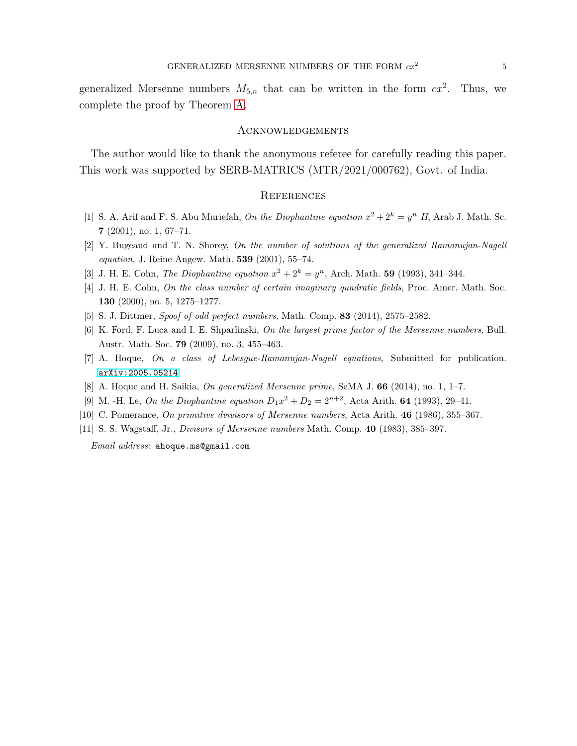generalized Mersenne numbers $M_{5,n}$ that can be written in the form $cx^2$. Thus, we complete the proof by Theorem A.

## Acknowledgements

The author would like to thank the anonymous referee for carefully reading this paper. This work was supported by SERB-MATRICS (MTR/2021/000762), Govt. of India.

## References

[1] S. A. Arif and F. S. Abu Muriefah, *On the Diophantine equation $x^2 + 2^k = y^n$ II*, Arab J. Math. Sc. **7** (2001), no. 1, 67–71.

[2] Y. Bugeaud and T. N. Shorey, *On the number of solutions of the generalized Ramanujan-Nagell equation*, J. Reine Angew. Math. **539** (2001), 55–74.

[3] J. H. E. Cohn, *The Diophantine equation $x^2 + 2^k = y^n$*, Arch. Math. **59** (1993), 341–344.

[4] J. H. E. Cohn, *On the class number of certain imaginary quadratic fields*, Proc. Amer. Math. Soc. **130** (2000), no. 5, 1275–1277.

[5] S. J. Dittmer, *Spoof of odd perfect numbers*, Math. Comp. **83** (2014), 2575–2582.

[6] K. Ford, F. Luca and I. E. Shparlinski, *On the largest prime factor of the Mersenne numbers*, Bull. Austr. Math. Soc. **79** (2009), no. 3, 455–463.

[7] A. Hoque, *On a class of Lebesgue-Ramanujan-Nagell equations*, Submitted for publication. arXiv:2005.05214

[8] A. Hoque and H. Saikia, *On generalized Mersenne prime*, SeMA J. **66** (2014), no. 1, 1–7.

[9] M. -H. Le, *On the Diophantine equation $D_1x^2 + D_2 = 2^{n+2}$*, Acta Arith. **64** (1993), 29–41.

[10] C. Pomerance, *On primitive dvivisors of Mersenne numbers*, Acta Arith. **46** (1986), 355–367.

[11] S. S. Wagstaff, Jr., *Divisors of Mersenne numbers* Math. Comp. **40** (1983), 385–397.

*Email address*: ahoque.ms@gmail.com